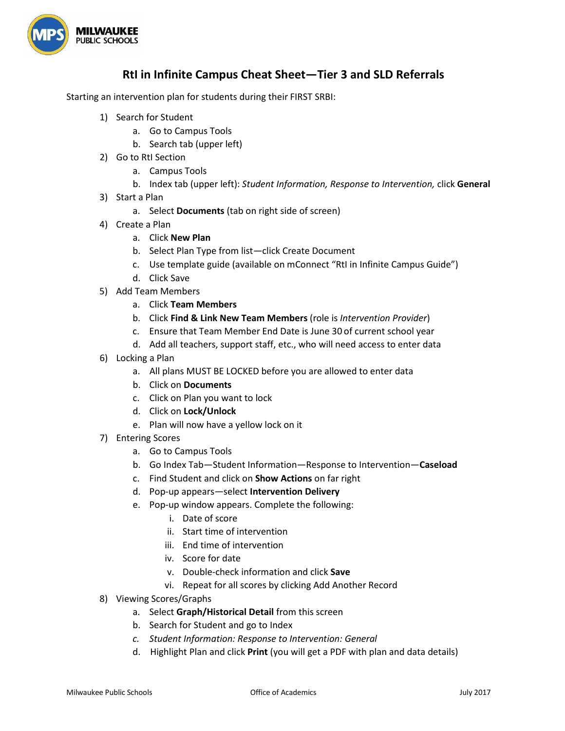# RtI in Infinite Campus Cheat Sheet—Tier 3 and SLD Referrals

Starting an intervention plan for students during their FIRST SRBI:

1) Search for Student
    a. Go to Campus Tools
    b. Search tab (upper left)
2) Go to RtI Section
    a. Campus Tools
    b. Index tab (upper left): *Student Information, Response to Intervention,* click **General**
3) Start a Plan
    a. Select **Documents** (tab on right side of screen)
4) Create a Plan
    a. Click **New Plan**
    b. Select Plan Type from list—click Create Document
    c. Use template guide (available on mConnect "RtI in Infinite Campus Guide")
    d. Click Save
5) Add Team Members
    a. Click **Team Members**
    b. Click **Find & Link New Team Members** (role is *Intervention Provider*)
    c. Ensure that Team Member End Date is June 30 of current school year
    d. Add all teachers, support staff, etc., who will need access to enter data
6) Locking a Plan
    a. All plans MUST BE LOCKED before you are allowed to enter data
    b. Click on **Documents**
    c. Click on Plan you want to lock
    d. Click on **Lock/Unlock**
    e. Plan will now have a yellow lock on it
7) Entering Scores
    a. Go to Campus Tools
    b. Go Index Tab—Student Information—Response to Intervention—**Caseload**
    c. Find Student and click on **Show Actions** on far right
    d. Pop-up appears—select **Intervention Delivery**
    e. Pop-up window appears. Complete the following:
        i. Date of score
        ii. Start time of intervention
        iii. End time of intervention
        iv. Score for date
        v. Double-check information and click **Save**
        vi. Repeat for all scores by clicking Add Another Record
8) Viewing Scores/Graphs
    a. Select **Graph/Historical Detail** from this screen
    b. Search for Student and go to Index
    c. *Student Information: Response to Intervention: General*
    d. Highlight Plan and click **Print** (you will get a PDF with plan and data details)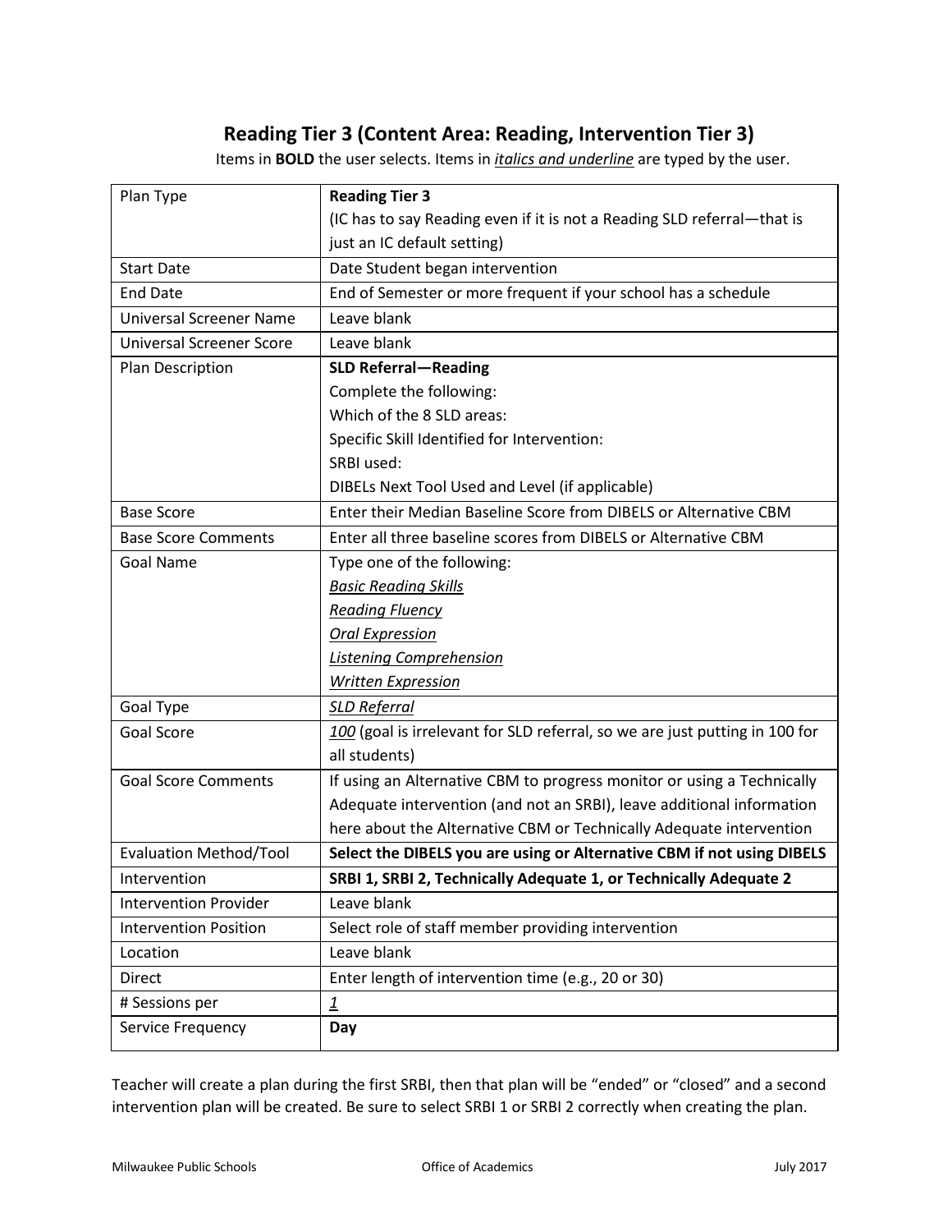## Reading Tier 3 (Content Area: Reading, Intervention Tier 3)

Items in **BOLD** the user selects. Items in ***<u>italics and underline</u>*** are typed by the user.

| | |
|---|---|
| Plan Type | **Reading Tier 3**<br>(IC has to say Reading even if it is not a Reading SLD referral—that is just an IC default setting) |
| Start Date | Date Student began intervention |
| End Date | End of Semester or more frequent if your school has a schedule |
| Universal Screener Name | Leave blank |
| Universal Screener Score | Leave blank |
| Plan Description | **SLD Referral—Reading**<br>Complete the following:<br>Which of the 8 SLD areas:<br>Specific Skill Identified for Intervention:<br>SRBI used:<br>DIBELs Next Tool Used and Level (if applicable) |
| Base Score | Enter their Median Baseline Score from DIBELS or Alternative CBM |
| Base Score Comments | Enter all three baseline scores from DIBELS or Alternative CBM |
| Goal Name | Type one of the following:<br>*<u>Basic Reading Skills</u>*<br>*<u>Reading Fluency</u>*<br>*<u>Oral Expression</u>*<br>*<u>Listening Comprehension</u>*<br>*<u>Written Expression</u>* |
| Goal Type | *<u>SLD Referral</u>* |
| Goal Score | *<u>100</u>* (goal is irrelevant for SLD referral, so we are just putting in 100 for all students) |
| Goal Score Comments | If using an Alternative CBM to progress monitor or using a Technically Adequate intervention (and not an SRBI), leave additional information here about the Alternative CBM or Technically Adequate intervention |
| Evaluation Method/Tool | **Select the DIBELS you are using or Alternative CBM if not using DIBELS** |
| Intervention | **SRBI 1, SRBI 2, Technically Adequate 1, or Technically Adequate 2** |
| Intervention Provider | Leave blank |
| Intervention Position | Select role of staff member providing intervention |
| Location | Leave blank |
| Direct | Enter length of intervention time (e.g., 20 or 30) |
| # Sessions per | *<u>1</u>* |
| Service Frequency | **Day** |

Teacher will create a plan during the first SRBI, then that plan will be "ended" or "closed" and a second intervention plan will be created. Be sure to select SRBI 1 or SRBI 2 correctly when creating the plan.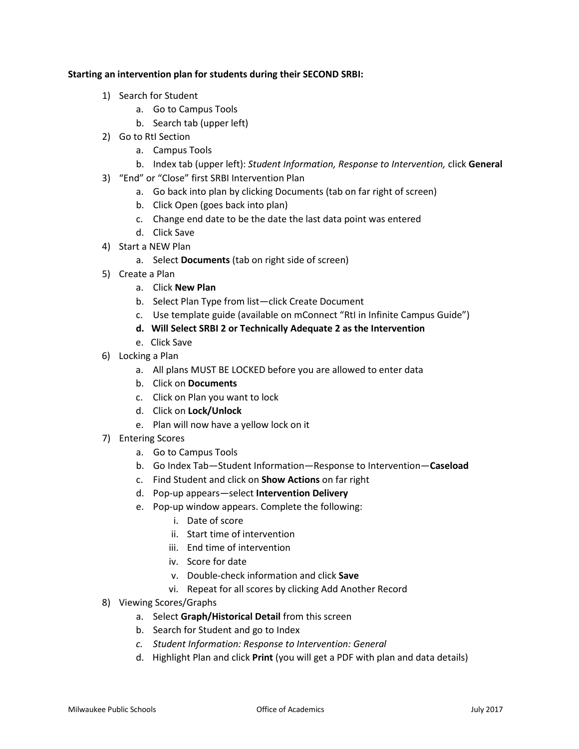**Starting an intervention plan for students during their SECOND SRBI:**

1) Search for Student
    a. Go to Campus Tools
    b. Search tab (upper left)
2) Go to RtI Section
    a. Campus Tools
    b. Index tab (upper left): *Student Information, Response to Intervention,* click **General**
3) "End" or "Close" first SRBI Intervention Plan
    a. Go back into plan by clicking Documents (tab on far right of screen)
    b. Click Open (goes back into plan)
    c. Change end date to be the date the last data point was entered
    d. Click Save
4) Start a NEW Plan
    a. Select **Documents** (tab on right side of screen)
5) Create a Plan
    a. Click **New Plan**
    b. Select Plan Type from list—click Create Document
    c. Use template guide (available on mConnect "RtI in Infinite Campus Guide")
    **d. Will Select SRBI 2 or Technically Adequate 2 as the Intervention**
    e. Click Save
6) Locking a Plan
    a. All plans MUST BE LOCKED before you are allowed to enter data
    b. Click on **Documents**
    c. Click on Plan you want to lock
    d. Click on **Lock/Unlock**
    e. Plan will now have a yellow lock on it
7) Entering Scores
    a. Go to Campus Tools
    b. Go Index Tab—Student Information—Response to Intervention—**Caseload**
    c. Find Student and click on **Show Actions** on far right
    d. Pop-up appears—select **Intervention Delivery**
    e. Pop-up window appears. Complete the following:
        i. Date of score
        ii. Start time of intervention
        iii. End time of intervention
        iv. Score for date
        v. Double-check information and click **Save**
        vi. Repeat for all scores by clicking Add Another Record
8) Viewing Scores/Graphs
    a. Select **Graph/Historical Detail** from this screen
    b. Search for Student and go to Index
    *c. Student Information: Response to Intervention: General*
    d. Highlight Plan and click **Print** (you will get a PDF with plan and data details)